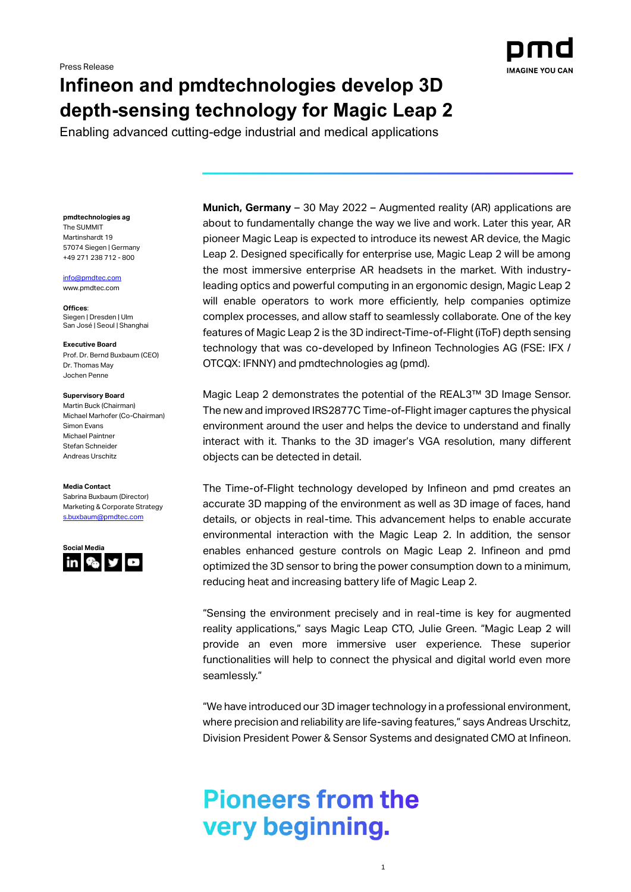Press Release

# Infineon and pmdtechnologies develop 3D depth-sensing technology for Magic Leap 2

Enabling advanced cutting-edge industrial and medical applications

**Munich, Germany** – 30 May 2022 – Augmented reality (AR) applications are about to fundamentally change the way we live and work. Later this year, AR pioneer Magic Leap is expected to introduce its newest AR device, the Magic Leap 2. Designed specifically for enterprise use, Magic Leap 2 will be among the most immersive enterprise AR headsets in the market. With industry-leading optics and powerful computing in an ergonomic design, Magic Leap 2 will enable operators to work more efficiently, help companies optimize complex processes, and allow staff to seamlessly collaborate. One of the key features of Magic Leap 2 is the 3D indirect-Time-of-Flight (iToF) depth sensing technology that was co-developed by Infineon Technologies AG (FSE: IFX / OTCQX: IFNNY) and pmdtechnologies ag (pmd).

Magic Leap 2 demonstrates the potential of the REAL3™ 3D Image Sensor. The new and improved IRS2877C Time-of-Flight imager captures the physical environment around the user and helps the device to understand and finally interact with it. Thanks to the 3D imager's VGA resolution, many different objects can be detected in detail.

The Time-of-Flight technology developed by Infineon and pmd creates an accurate 3D mapping of the environment as well as 3D image of faces, hand details, or objects in real-time. This advancement helps to enable accurate environmental interaction with the Magic Leap 2. In addition, the sensor enables enhanced gesture controls on Magic Leap 2. Infineon and pmd optimized the 3D sensor to bring the power consumption down to a minimum, reducing heat and increasing battery life of Magic Leap 2.

"Sensing the environment precisely and in real-time is key for augmented reality applications," says Magic Leap CTO, Julie Green. "Magic Leap 2 will provide an even more immersive user experience. These superior functionalities will help to connect the physical and digital world even more seamlessly."

"We have introduced our 3D imager technology in a professional environment, where precision and reliability are life-saving features," says Andreas Urschitz, Division President Power & Sensor Systems and designated CMO at Infineon.

**pmdtechnologies ag**
The SUMMIT
Martinshardt 19
57074 Siegen | Germany
+49 271 238 712 - 800

info@pmdtec.com
www.pmdtec.com

**Offices**:
Siegen | Dresden | Ulm
San José | Seoul | Shanghai

**Executive Board**
Prof. Dr. Bernd Buxbaum (CEO)
Dr. Thomas May
Jochen Penne

**Supervisory Board**
Martin Buck (Chairman)
Michael Marhofer (Co-Chairman)
Simon Evans
Michael Paintner
Stefan Schneider
Andreas Urschitz

**Media Contact**
Sabrina Buxbaum (Director)
Marketing & Corporate Strategy
s.buxbaum@pmdtec.com

**Social Media**

**Pioneers from the very beginning.**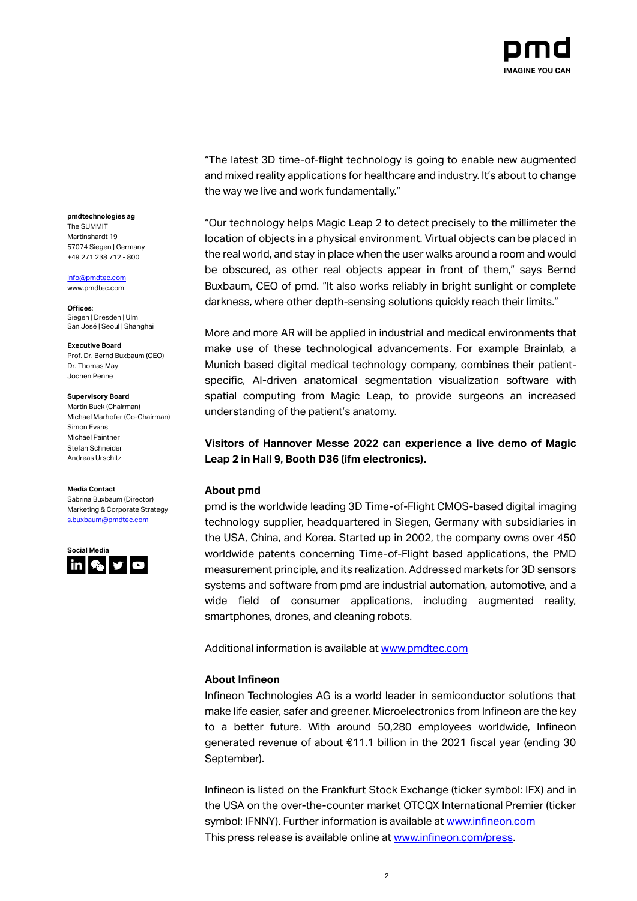"The latest 3D time-of-flight technology is going to enable new augmented and mixed reality applications for healthcare and industry. It's about to change the way we live and work fundamentally."

"Our technology helps Magic Leap 2 to detect precisely to the millimeter the location of objects in a physical environment. Virtual objects can be placed in the real world, and stay in place when the user walks around a room and would be obscured, as other real objects appear in front of them," says Bernd Buxbaum, CEO of pmd. "It also works reliably in bright sunlight or complete darkness, where other depth-sensing solutions quickly reach their limits."

More and more AR will be applied in industrial and medical environments that make use of these technological advancements. For example Brainlab, a Munich based digital medical technology company, combines their patient-specific, AI-driven anatomical segmentation visualization software with spatial computing from Magic Leap, to provide surgeons an increased understanding of the patient's anatomy.

**Visitors of Hannover Messe 2022 can experience a live demo of Magic Leap 2 in Hall 9, Booth D36 (ifm electronics).**

**About pmd**

pmd is the worldwide leading 3D Time-of-Flight CMOS-based digital imaging technology supplier, headquartered in Siegen, Germany with subsidiaries in the USA, China, and Korea. Started up in 2002, the company owns over 450 worldwide patents concerning Time-of-Flight based applications, the PMD measurement principle, and its realization. Addressed markets for 3D sensors systems and software from pmd are industrial automation, automotive, and a wide field of consumer applications, including augmented reality, smartphones, drones, and cleaning robots.

Additional information is available at www.pmdtec.com

**About Infineon**

Infineon Technologies AG is a world leader in semiconductor solutions that make life easier, safer and greener. Microelectronics from Infineon are the key to a better future. With around 50,280 employees worldwide, Infineon generated revenue of about €11.1 billion in the 2021 fiscal year (ending 30 September).

Infineon is listed on the Frankfurt Stock Exchange (ticker symbol: IFX) and in the USA on the over-the-counter market OTCQX International Premier (ticker symbol: IFNNY). Further information is available at www.infineon.com
This press release is available online at www.infineon.com/press.

**pmdtechnologies ag**
The SUMMIT
Martinshardt 19
57074 Siegen | Germany
+49 271 238 712 - 800

info@pmdtec.com
www.pmdtec.com

**Offices**:
Siegen | Dresden | Ulm
San José | Seoul | Shanghai

**Executive Board**
Prof. Dr. Bernd Buxbaum (CEO)
Dr. Thomas May
Jochen Penne

**Supervisory Board**
Martin Buck (Chairman)
Michael Marhofer (Co-Chairman)
Simon Evans
Michael Paintner
Stefan Schneider
Andreas Urschitz

**Media Contact**
Sabrina Buxbaum (Director)
Marketing & Corporate Strategy
s.buxbaum@pmdtec.com

**Social Media**